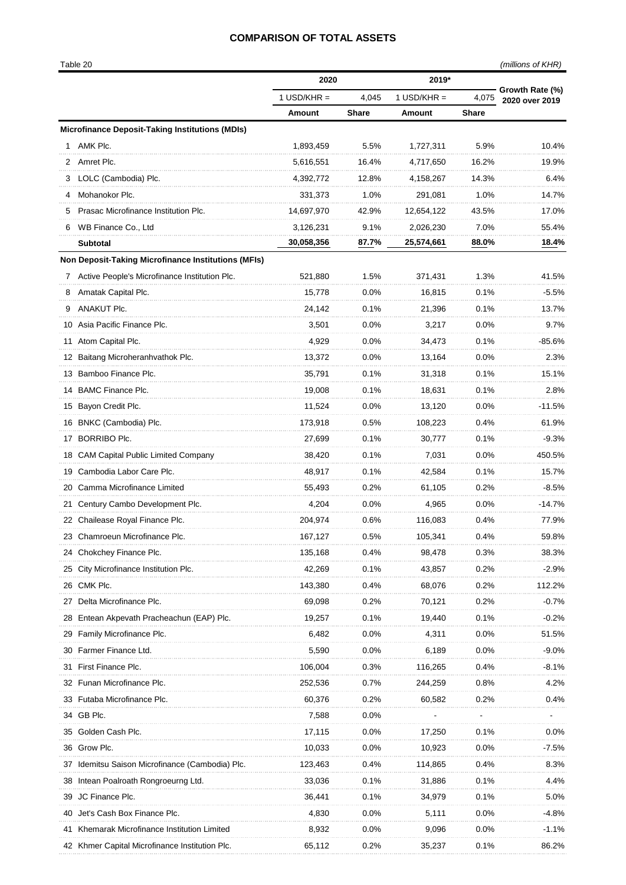# COMPARISON OF TOTAL ASSETS

Table 20 *(millions of KHR)*

| | | 2020 | | 2019* | | Growth Rate (%) 2020 over 2019 |
|---|---|---|---|---|---|---|
| | | 1 USD/KHR = | 4,045 | 1 USD/KHR = | 4,075 | |
| | | **Amount** | **Share** | **Amount** | **Share** | |
| **Microfinance Deposit-Taking Institutions (MDIs)** | | | | | | |
| 1 | AMK Plc. | 1,893,459 | 5.5% | 1,727,311 | 5.9% | 10.4% |
| 2 | Amret Plc. | 5,616,551 | 16.4% | 4,717,650 | 16.2% | 19.9% |
| 3 | LOLC (Cambodia) Plc. | 4,392,772 | 12.8% | 4,158,267 | 14.3% | 6.4% |
| 4 | Mohanokor Plc. | 331,373 | 1.0% | 291,081 | 1.0% | 14.7% |
| 5 | Prasac Microfinance Institution Plc. | 14,697,970 | 42.9% | 12,654,122 | 43.5% | 17.0% |
| 6 | WB Finance Co., Ltd | 3,126,231 | 9.1% | 2,026,230 | 7.0% | 55.4% |
| | **Subtotal** | **30,058,356** | **87.7%** | **25,574,661** | **88.0%** | **18.4%** |
| **Non Deposit-Taking Microfinance Institutions (MFIs)** | | | | | | |
| 7 | Active People's Microfinance Institution Plc. | 521,880 | 1.5% | 371,431 | 1.3% | 41.5% |
| 8 | Amatak Capital Plc. | 15,778 | 0.0% | 16,815 | 0.1% | -5.5% |
| 9 | ANAKUT Plc. | 24,142 | 0.1% | 21,396 | 0.1% | 13.7% |
| 10 | Asia Pacific Finance Plc. | 3,501 | 0.0% | 3,217 | 0.0% | 9.7% |
| 11 | Atom Capital Plc. | 4,929 | 0.0% | 34,473 | 0.1% | -85.6% |
| 12 | Baitang Microheranhvathok Plc. | 13,372 | 0.0% | 13,164 | 0.0% | 2.3% |
| 13 | Bamboo Finance Plc. | 35,791 | 0.1% | 31,318 | 0.1% | 15.1% |
| 14 | BAMC Finance Plc. | 19,008 | 0.1% | 18,631 | 0.1% | 2.8% |
| 15 | Bayon Credit Plc. | 11,524 | 0.0% | 13,120 | 0.0% | -11.5% |
| 16 | BNKC (Cambodia) Plc. | 173,918 | 0.5% | 108,223 | 0.4% | 61.9% |
| 17 | BORRIBO Plc. | 27,699 | 0.1% | 30,777 | 0.1% | -9.3% |
| 18 | CAM Capital Public Limited Company | 38,420 | 0.1% | 7,031 | 0.0% | 450.5% |
| 19 | Cambodia Labor Care Plc. | 48,917 | 0.1% | 42,584 | 0.1% | 15.7% |
| 20 | Camma Microfinance Limited | 55,493 | 0.2% | 61,105 | 0.2% | -8.5% |
| 21 | Century Cambo Development Plc. | 4,204 | 0.0% | 4,965 | 0.0% | -14.7% |
| 22 | Chailease Royal Finance Plc. | 204,974 | 0.6% | 116,083 | 0.4% | 77.9% |
| 23 | Chamroeun Microfinance Plc. | 167,127 | 0.5% | 105,341 | 0.4% | 59.8% |
| 24 | Chokchey Finance Plc. | 135,168 | 0.4% | 98,478 | 0.3% | 38.3% |
| 25 | City Microfinance Institution Plc. | 42,269 | 0.1% | 43,857 | 0.2% | -2.9% |
| 26 | CMK Plc. | 143,380 | 0.4% | 68,076 | 0.2% | 112.2% |
| 27 | Delta Microfinance Plc. | 69,098 | 0.2% | 70,121 | 0.2% | -0.7% |
| 28 | Entean Akpevath Pracheachun (EAP) Plc. | 19,257 | 0.1% | 19,440 | 0.1% | -0.2% |
| 29 | Family Microfinance Plc. | 6,482 | 0.0% | 4,311 | 0.0% | 51.5% |
| 30 | Farmer Finance Ltd. | 5,590 | 0.0% | 6,189 | 0.0% | -9.0% |
| 31 | First Finance Plc. | 106,004 | 0.3% | 116,265 | 0.4% | -8.1% |
| 32 | Funan Microfinance Plc. | 252,536 | 0.7% | 244,259 | 0.8% | 4.2% |
| 33 | Futaba Microfinance Plc. | 60,376 | 0.2% | 60,582 | 0.2% | 0.4% |
| 34 | GB Plc. | 7,588 | 0.0% | - | - | - |
| 35 | Golden Cash Plc. | 17,115 | 0.0% | 17,250 | 0.1% | 0.0% |
| 36 | Grow Plc. | 10,033 | 0.0% | 10,923 | 0.0% | -7.5% |
| 37 | Idemitsu Saison Microfinance (Cambodia) Plc. | 123,463 | 0.4% | 114,865 | 0.4% | 8.3% |
| 38 | Intean Poalroath Rongroeurng Ltd. | 33,036 | 0.1% | 31,886 | 0.1% | 4.4% |
| 39 | JC Finance Plc. | 36,441 | 0.1% | 34,979 | 0.1% | 5.0% |
| 40 | Jet's Cash Box Finance Plc. | 4,830 | 0.0% | 5,111 | 0.0% | -4.8% |
| 41 | Khemarak Microfinance Institution Limited | 8,932 | 0.0% | 9,096 | 0.0% | -1.1% |
| 42 | Khmer Capital Microfinance Institution Plc. | 65,112 | 0.2% | 35,237 | 0.1% | 86.2% |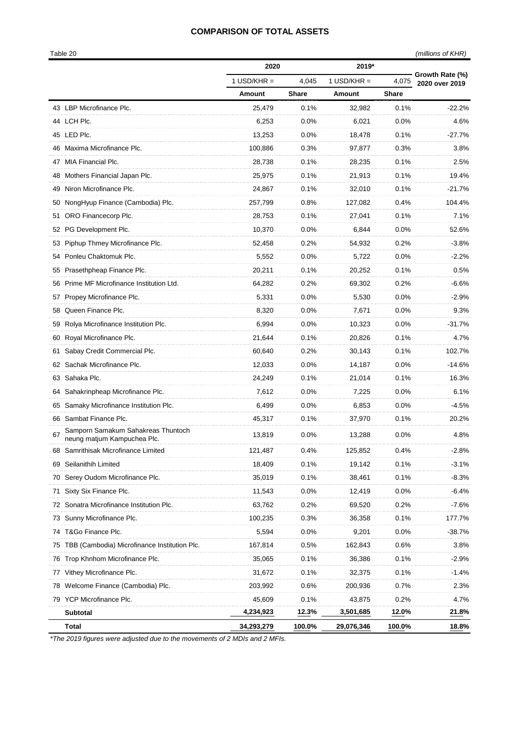## COMPARISON OF TOTAL ASSETS

Table 20 *(millions of KHR)*

| | | 2020 | | 2019* | | Growth Rate (%) 2020 over 2019 |
|---|---|---|---|---|---|---|
| | | 1 USD/KHR = | 4,045 | 1 USD/KHR = | 4,075 | |
| | | Amount | Share | Amount | Share | |
| 43 | LBP Microfinance Plc. | 25,479 | 0.1% | 32,982 | 0.1% | -22.2% |
| 44 | LCH Plc. | 6,253 | 0.0% | 6,021 | 0.0% | 4.6% |
| 45 | LED Plc. | 13,253 | 0.0% | 18,478 | 0.1% | -27.7% |
| 46 | Maxima Microfinance Plc. | 100,886 | 0.3% | 97,877 | 0.3% | 3.8% |
| 47 | MIA Financial Plc. | 28,738 | 0.1% | 28,235 | 0.1% | 2.5% |
| 48 | Mothers Financial Japan Plc. | 25,975 | 0.1% | 21,913 | 0.1% | 19.4% |
| 49 | Niron Microfinance Plc. | 24,867 | 0.1% | 32,010 | 0.1% | -21.7% |
| 50 | NongHyup Finance (Cambodia) Plc. | 257,799 | 0.8% | 127,082 | 0.4% | 104.4% |
| 51 | ORO Financecorp Plc. | 28,753 | 0.1% | 27,041 | 0.1% | 7.1% |
| 52 | PG Development Plc. | 10,370 | 0.0% | 6,844 | 0.0% | 52.6% |
| 53 | Piphup Thmey Microfinance Plc. | 52,458 | 0.2% | 54,932 | 0.2% | -3.8% |
| 54 | Ponleu Chaktomuk Plc. | 5,552 | 0.0% | 5,722 | 0.0% | -2.2% |
| 55 | Prasethpheap Finance Plc. | 20,211 | 0.1% | 20,252 | 0.1% | 0.5% |
| 56 | Prime MF Microfinance Institution Ltd. | 64,282 | 0.2% | 69,302 | 0.2% | -6.6% |
| 57 | Propey Microfinance Plc. | 5,331 | 0.0% | 5,530 | 0.0% | -2.9% |
| 58 | Queen Finance Plc. | 8,320 | 0.0% | 7,671 | 0.0% | 9.3% |
| 59 | Rolya Microfinance Institution Plc. | 6,994 | 0.0% | 10,323 | 0.0% | -31.7% |
| 60 | Royal Microfinance Plc. | 21,644 | 0.1% | 20,826 | 0.1% | 4.7% |
| 61 | Sabay Credit Commercial Plc. | 60,640 | 0.2% | 30,143 | 0.1% | 102.7% |
| 62 | Sachak Microfinance Plc. | 12,033 | 0.0% | 14,187 | 0.0% | -14.6% |
| 63 | Sahaka Plc. | 24,249 | 0.1% | 21,014 | 0.1% | 16.3% |
| 64 | Sahakrinpheap Microfinance Plc. | 7,612 | 0.0% | 7,225 | 0.0% | 6.1% |
| 65 | Samaky Microfinance Institution Plc. | 6,499 | 0.0% | 6,853 | 0.0% | -4.5% |
| 66 | Sambat Finance Plc. | 45,317 | 0.1% | 37,970 | 0.1% | 20.2% |
| 67 | Samporn Samakum Sahakreas Thuntoch neung matjum Kampuchea Plc. | 13,819 | 0.0% | 13,288 | 0.0% | 4.8% |
| 68 | Samrithisak Microfinance Limited | 121,487 | 0.4% | 125,852 | 0.4% | -2.8% |
| 69 | Seilanithih Limited | 18,409 | 0.1% | 19,142 | 0.1% | -3.1% |
| 70 | Serey Oudom Microfinance Plc. | 35,019 | 0.1% | 38,461 | 0.1% | -8.3% |
| 71 | Sixty Six Finance Plc. | 11,543 | 0.0% | 12,419 | 0.0% | -6.4% |
| 72 | Sonatra Microfinance Institution Plc. | 63,762 | 0.2% | 69,520 | 0.2% | -7.6% |
| 73 | Sunny Microfinance Plc. | 100,235 | 0.3% | 36,358 | 0.1% | 177.7% |
| 74 | T&Go Finance Plc. | 5,594 | 0.0% | 9,201 | 0.0% | -38.7% |
| 75 | TBB (Cambodia) Microfinance Institution Plc. | 167,814 | 0.5% | 162,843 | 0.6% | 3.8% |
| 76 | Trop Khnhom Microfinance Plc. | 35,065 | 0.1% | 36,386 | 0.1% | -2.9% |
| 77 | Vithey Microfinance Plc. | 31,672 | 0.1% | 32,375 | 0.1% | -1.4% |
| 78 | Welcome Finance (Cambodia) Plc. | 203,992 | 0.6% | 200,936 | 0.7% | 2.3% |
| 79 | YCP Microfinance Plc. | 45,609 | 0.1% | 43,875 | 0.2% | 4.7% |
| | **Subtotal** | **4,234,923** | **12.3%** | **3,501,685** | **12.0%** | **21.8%** |
| | **Total** | **34,293,279** | **100.0%** | **29,076,346** | **100.0%** | **18.8%** |

*\*The 2019 figures were adjusted due to the movements of 2 MDIs and 2 MFIs.*